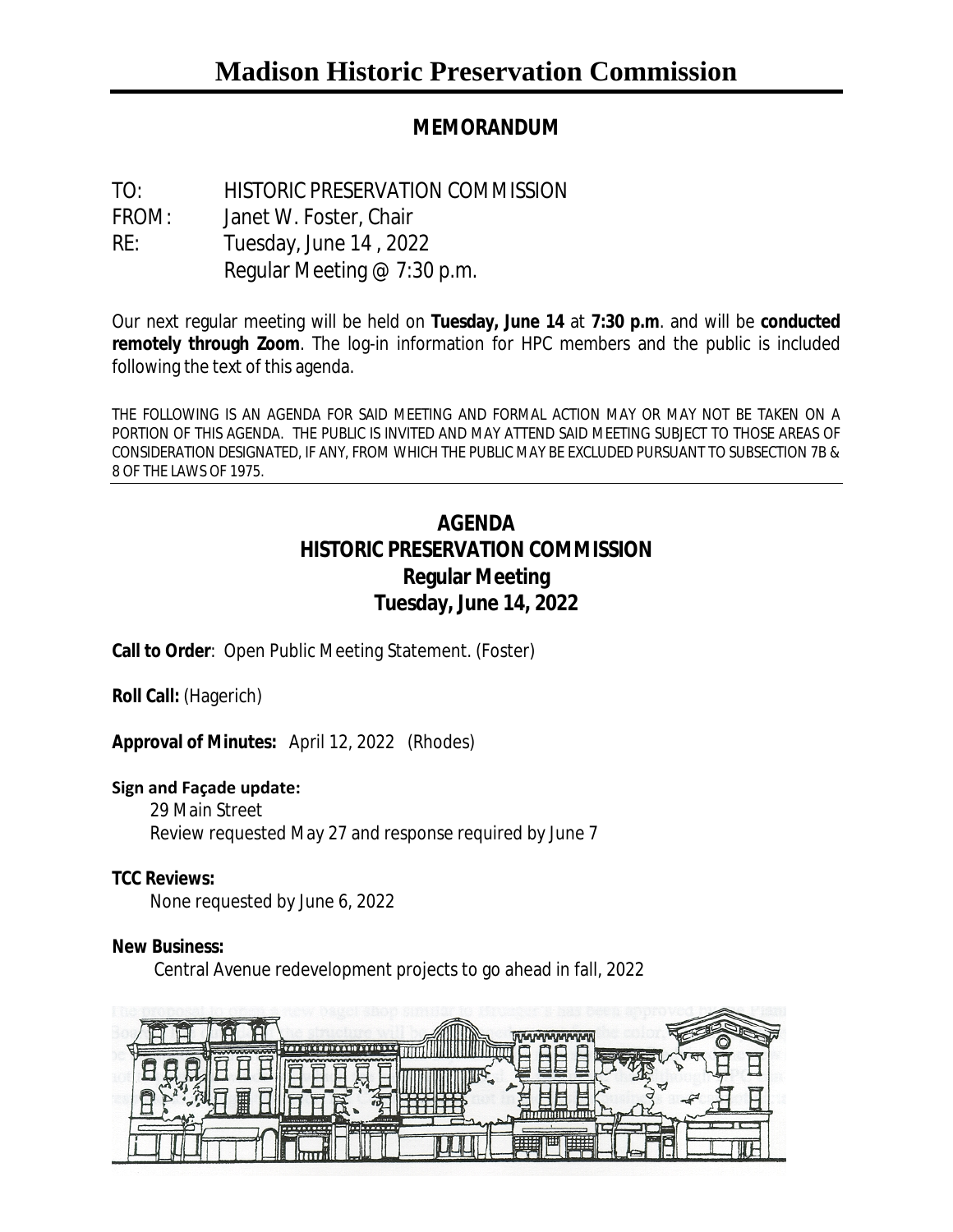# Madison Historic Preservation Commission

**MEMORANDUM**

TO: HISTORIC PRESERVATION COMMISSION
FROM: Janet W. Foster, Chair
RE: Tuesday, June 14 , 2022
Regular Meeting @ 7:30 p.m.

Our next regular meeting will be held on **Tuesday, June 14** at **7:30 p.m**. and will be **conducted remotely through Zoom**. The log-in information for HPC members and the public is included following the text of this agenda.

THE FOLLOWING IS AN AGENDA FOR SAID MEETING AND FORMAL ACTION MAY OR MAY NOT BE TAKEN ON A PORTION OF THIS AGENDA. THE PUBLIC IS INVITED AND MAY ATTEND SAID MEETING SUBJECT TO THOSE AREAS OF CONSIDERATION DESIGNATED, IF ANY, FROM WHICH THE PUBLIC MAY BE EXCLUDED PURSUANT TO SUBSECTION 7B & 8 OF THE LAWS OF 1975.

## AGENDA
## HISTORIC PRESERVATION COMMISSION
## Regular Meeting
## Tuesday, June 14, 2022

**Call to Order**: Open Public Meeting Statement. (Foster)

**Roll Call:** (Hagerich)

**Approval of Minutes:** April 12, 2022 (Rhodes)

**Sign and Façade update:**
29 Main Street
Review requested May 27 and response required by June 7

**TCC Reviews:**
None requested by June 6, 2022

**New Business:**
Central Avenue redevelopment projects to go ahead in fall, 2022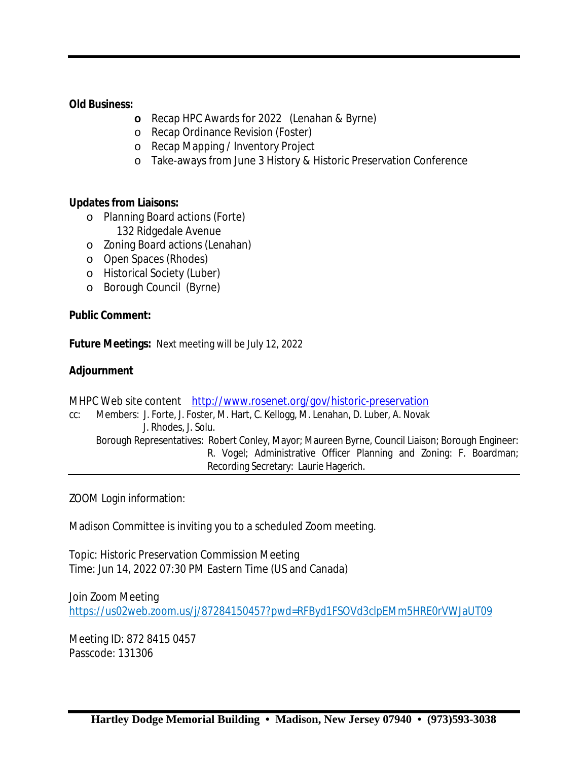**Old Business:**

- Recap HPC Awards for 2022 (Lenahan & Byrne)
- Recap Ordinance Revision (Foster)
- Recap Mapping / Inventory Project
- Take-aways from June 3 History & Historic Preservation Conference

**Updates from Liaisons:**

- Planning Board actions (Forte)
  132 Ridgedale Avenue
- Zoning Board actions (Lenahan)
- Open Spaces (Rhodes)
- Historical Society (Luber)
- Borough Council (Byrne)

**Public Comment:**

**Future Meetings:** Next meeting will be July 12, 2022

**Adjournment**

MHPC Web site content http://www.rosenet.org/gov/historic-preservation

cc: Members: J. Forte, J. Foster, M. Hart, C. Kellogg, M. Lenahan, D. Luber, A. Novak J. Rhodes, J. Solu.

Borough Representatives: Robert Conley, Mayor; Maureen Byrne, Council Liaison; Borough Engineer: R. Vogel; Administrative Officer Planning and Zoning: F. Boardman; Recording Secretary: Laurie Hagerich.

ZOOM Login information:

Madison Committee is inviting you to a scheduled Zoom meeting.

Topic: Historic Preservation Commission Meeting
Time: Jun 14, 2022 07:30 PM Eastern Time (US and Canada)

Join Zoom Meeting
https://us02web.zoom.us/j/87284150457?pwd=RFByd1FSOVd3clpEMm5HRE0rVWJaUT09

Meeting ID: 872 8415 0457
Passcode: 131306

**Hartley Dodge Memorial Building • Madison, New Jersey 07940 • (973)593-3038**